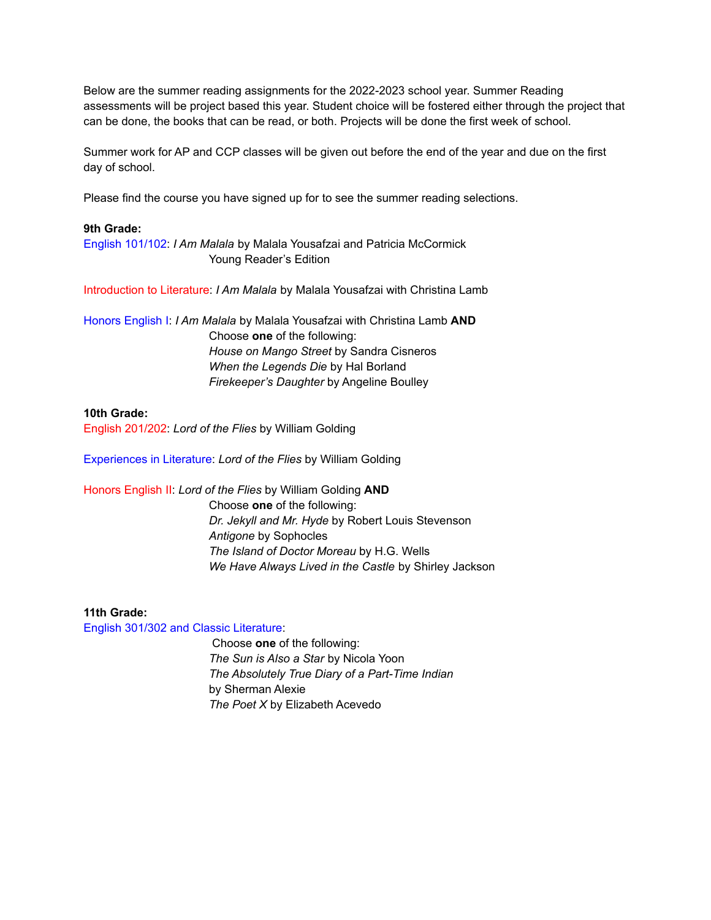Below are the summer reading assignments for the 2022-2023 school year. Summer Reading assessments will be project based this year. Student choice will be fostered either through the project that can be done, the books that can be read, or both. Projects will be done the first week of school.

Summer work for AP and CCP classes will be given out before the end of the year and due on the first day of school.

Please find the course you have signed up for to see the summer reading selections.

**9th Grade:**

English 101/102: *I Am Malala* by Malala Yousafzai and Patricia McCormick
Young Reader's Edition

Introduction to Literature: *I Am Malala* by Malala Yousafzai with Christina Lamb

Honors English I: *I Am Malala* by Malala Yousafzai with Christina Lamb **AND**
Choose **one** of the following:
*House on Mango Street* by Sandra Cisneros
*When the Legends Die* by Hal Borland
*Firekeeper's Daughter* by Angeline Boulley

**10th Grade:**

English 201/202: *Lord of the Flies* by William Golding

Experiences in Literature: *Lord of the Flies* by William Golding

Honors English II: *Lord of the Flies* by William Golding **AND**
Choose **one** of the following:
*Dr. Jekyll and Mr. Hyde* by Robert Louis Stevenson
*Antigone* by Sophocles
*The Island of Doctor Moreau* by H.G. Wells
*We Have Always Lived in the Castle* by Shirley Jackson

**11th Grade:**

English 301/302 and Classic Literature:
Choose **one** of the following:
*The Sun is Also a Star* by Nicola Yoon
*The Absolutely True Diary of a Part-Time Indian* by Sherman Alexie
*The Poet X* by Elizabeth Acevedo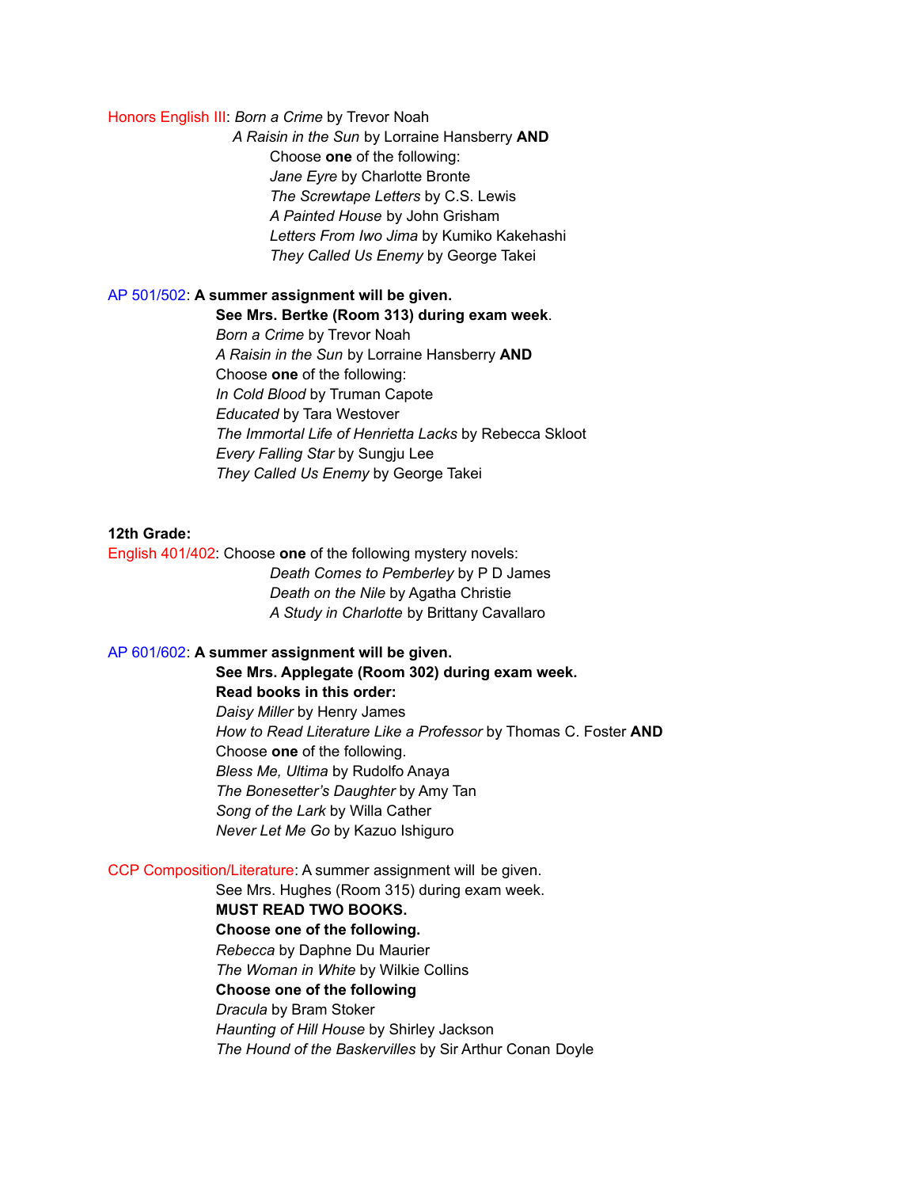Honors English III: *Born a Crime* by Trevor Noah

*A Raisin in the Sun* by Lorraine Hansberry **AND**

Choose **one** of the following:

- *Jane Eyre* by Charlotte Bronte
- *The Screwtape Letters* by C.S. Lewis
- *A Painted House* by John Grisham
- *Letters From Iwo Jima* by Kumiko Kakehashi
- *They Called Us Enemy* by George Takei

AP 501/502: **A summer assignment will be given.**

**See Mrs. Bertke (Room 313) during exam week**.

*Born a Crime* by Trevor Noah

*A Raisin in the Sun* by Lorraine Hansberry **AND**

Choose **one** of the following:

- *In Cold Blood* by Truman Capote
- *Educated* by Tara Westover
- *The Immortal Life of Henrietta Lacks* by Rebecca Skloot
- *Every Falling Star* by Sungju Lee
- *They Called Us Enemy* by George Takei

**12th Grade:**

English 401/402: Choose **one** of the following mystery novels:

- *Death Comes to Pemberley* by P D James
- *Death on the Nile* by Agatha Christie
- *A Study in Charlotte* by Brittany Cavallaro

AP 601/602: **A summer assignment will be given.**

**See Mrs. Applegate (Room 302) during exam week.**

**Read books in this order:**

*Daisy Miller* by Henry James

*How to Read Literature Like a Professor* by Thomas C. Foster **AND**

Choose **one** of the following.

- *Bless Me, Ultima* by Rudolfo Anaya
- *The Bonesetter's Daughter* by Amy Tan
- *Song of the Lark* by Willa Cather
- *Never Let Me Go* by Kazuo Ishiguro

CCP Composition/Literature: A summer assignment will be given.

See Mrs. Hughes (Room 315) during exam week.

**MUST READ TWO BOOKS.**

**Choose one of the following.**

- *Rebecca* by Daphne Du Maurier
- *The Woman in White* by Wilkie Collins

**Choose one of the following**

- *Dracula* by Bram Stoker
- *Haunting of Hill House* by Shirley Jackson
- *The Hound of the Baskervilles* by Sir Arthur Conan Doyle